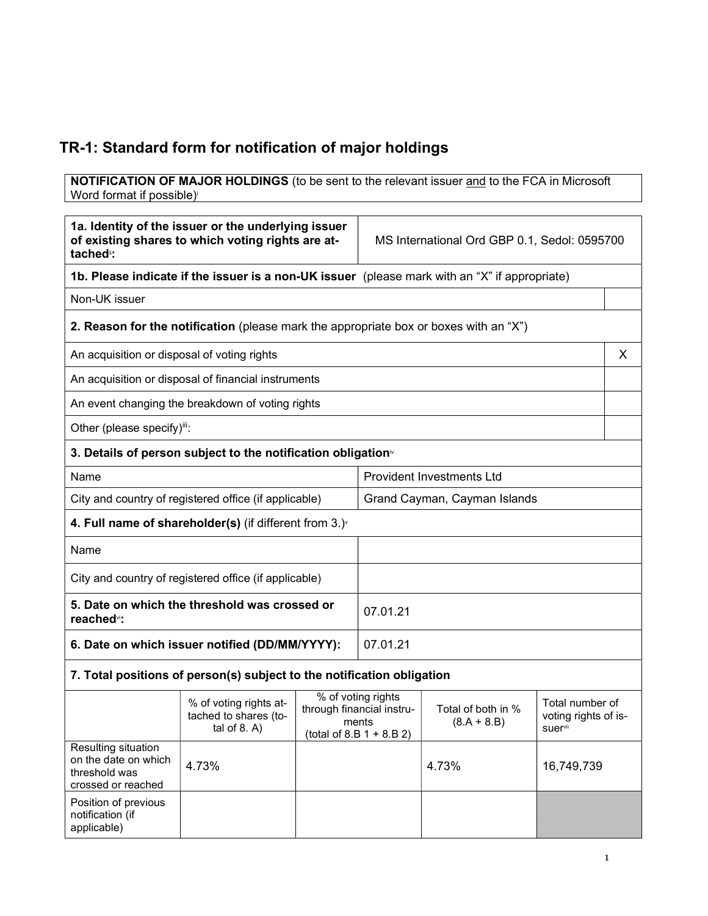# TR-1: Standard form for notification of major holdings

**NOTIFICATION OF MAJOR HOLDINGS** (to be sent to the relevant issuer and to the FCA in Microsoft Word format if possible)[i]

| **1a. Identity of the issuer or the underlying issuer of existing shares to which voting rights are attached**[ii]**:** | MS International Ord GBP 0.1, Sedol: 0595700 |
|---|---|

**1b. Please indicate if the issuer is a non-UK issuer** (please mark with an "X" if appropriate)

| Non-UK issuer | |
|---|---|

**2. Reason for the notification** (please mark the appropriate box or boxes with an "X")

| | |
|---|---|
| An acquisition or disposal of voting rights | X |
| An acquisition or disposal of financial instruments | |
| An event changing the breakdown of voting rights | |
| Other (please specify)[iii]: | |

**3. Details of person subject to the notification obligation**[iv]

| | |
|---|---|
| Name | Provident Investments Ltd |
| City and country of registered office (if applicable) | Grand Cayman, Cayman Islands |

**4. Full name of shareholder(s)** (if different from 3.)[v]

| | |
|---|---|
| Name | |
| City and country of registered office (if applicable) | |

| | |
|---|---|
| **5. Date on which the threshold was crossed or reached**[vi]**:** | 07.01.21 |
| **6. Date on which issuer notified (DD/MM/YYYY):** | 07.01.21 |

**7. Total positions of person(s) subject to the notification obligation**

| | % of voting rights attached to shares (total of 8. A) | % of voting rights through financial instruments (total of 8.B 1 + 8.B 2) | Total of both in % (8.A + 8.B) | Total number of voting rights of issuer[vii] |
|---|---|---|---|---|
| Resulting situation on the date on which threshold was crossed or reached | 4.73% | | 4.73% | 16,749,739 |
| Position of previous notification (if applicable) | | | | |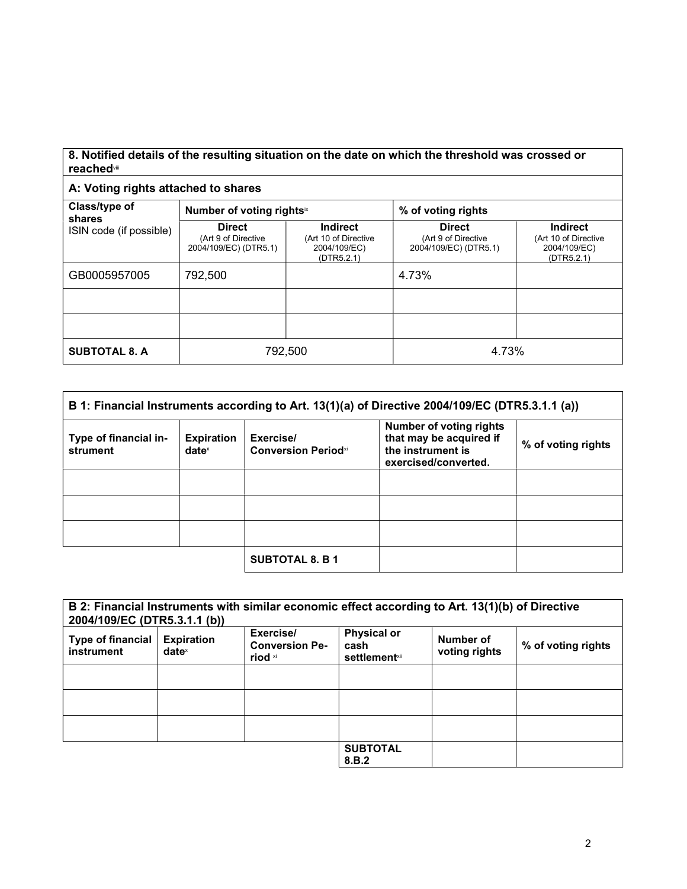| 8. Notified details of the resulting situation on the date on which the threshold was crossed or reached[viii] | | | | |
|---|---|---|---|---|
| **A: Voting rights attached to shares** | | | | |
| **Class/type of shares** ISIN code (if possible) | **Number of voting rights**[ix] | | **% of voting rights** | |
| | **Direct** (Art 9 of Directive 2004/109/EC) (DTR5.1) | **Indirect** (Art 10 of Directive 2004/109/EC) (DTR5.2.1) | **Direct** (Art 9 of Directive 2004/109/EC) (DTR5.1) | **Indirect** (Art 10 of Directive 2004/109/EC) (DTR5.2.1) |
| GB0005957005 | 792,500 | | 4.73% | |
| | | | | |
| | | | | |
| **SUBTOTAL 8. A** | 792,500 | | 4.73% | |

| B 1: Financial Instruments according to Art. 13(1)(a) of Directive 2004/109/EC (DTR5.3.1.1 (a)) | | | | |
|---|---|---|---|---|
| **Type of financial instrument** | **Expiration date**[x] | **Exercise/ Conversion Period**[xi] | **Number of voting rights that may be acquired if the instrument is exercised/converted.** | **% of voting rights** |
| | | | | |
| | | | | |
| | | | | |
| | | **SUBTOTAL 8. B 1** | | |

| B 2: Financial Instruments with similar economic effect according to Art. 13(1)(b) of Directive 2004/109/EC (DTR5.3.1.1 (b)) | | | | | |
|---|---|---|---|---|---|
| **Type of financial instrument** | **Expiration date**[x] | **Exercise/ Conversion Period**[xi] | **Physical or cash settlement**[xii] | **Number of voting rights** | **% of voting rights** |
| | | | | | |
| | | | | | |
| | | | | | |
| | | | **SUBTOTAL 8.B.2** | | |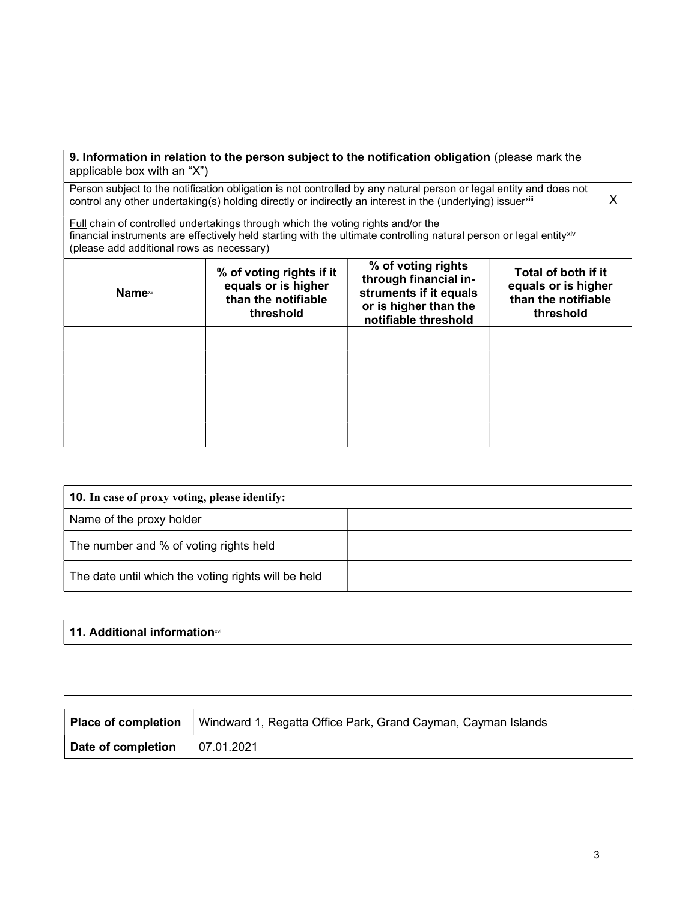| **9. Information in relation to the person subject to the notification obligation** (please mark the applicable box with an "X") | |
|---|---|
| Person subject to the notification obligation is not controlled by any natural person or legal entity and does not control any other undertaking(s) holding directly or indirectly an interest in the (underlying) issuer[xiii] | X |
| Full chain of controlled undertakings through which the voting rights and/or the financial instruments are effectively held starting with the ultimate controlling natural person or legal entity[xiv] (please add additional rows as necessary) | |

| **Name**[xv] | **% of voting rights if it equals or is higher than the notifiable threshold** | **% of voting rights through financial instruments if it equals or is higher than the notifiable threshold** | **Total of both if it equals or is higher than the notifiable threshold** |
|---|---|---|---|
| | | | |
| | | | |
| | | | |
| | | | |
| | | | |

| **10. In case of proxy voting, please identify:** | |
|---|---|
| Name of the proxy holder | |
| The number and % of voting rights held | |
| The date until which the voting rights will be held | |

| **11. Additional information**[xvi] |
|---|
| |

| **Place of completion** | Windward 1, Regatta Office Park, Grand Cayman, Cayman Islands |
|---|---|
| **Date of completion** | 07.01.2021 |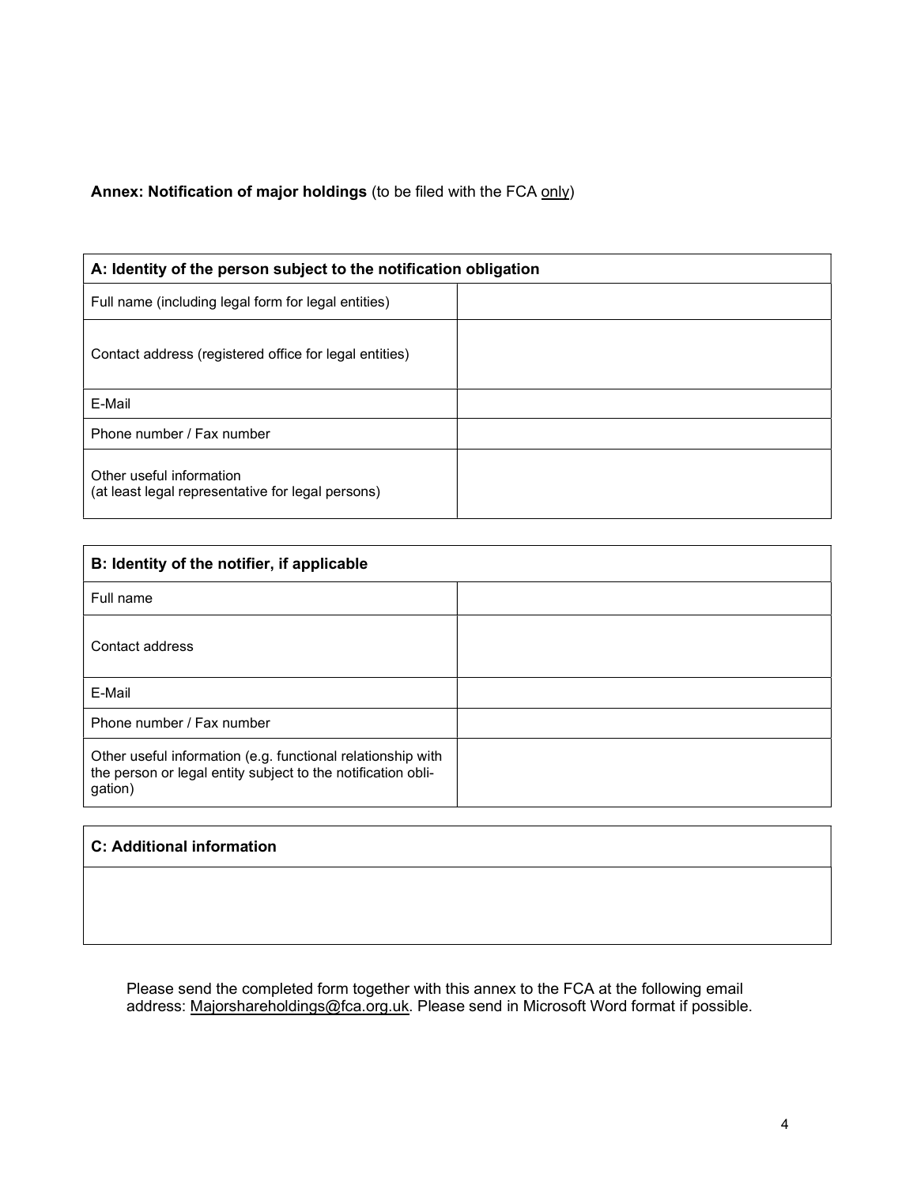**Annex: Notification of major holdings** (to be filed with the FCA only)

| A: Identity of the person subject to the notification obligation | |
|---|---|
| Full name (including legal form for legal entities) | |
| Contact address (registered office for legal entities) | |
| E-Mail | |
| Phone number / Fax number | |
| Other useful information (at least legal representative for legal persons) | |

| B: Identity of the notifier, if applicable | |
|---|---|
| Full name | |
| Contact address | |
| E-Mail | |
| Phone number / Fax number | |
| Other useful information (e.g. functional relationship with the person or legal entity subject to the notification obligation) | |

| C: Additional information |
|---|
| |

Please send the completed form together with this annex to the FCA at the following email address: Majorshareholdings@fca.org.uk. Please send in Microsoft Word format if possible.